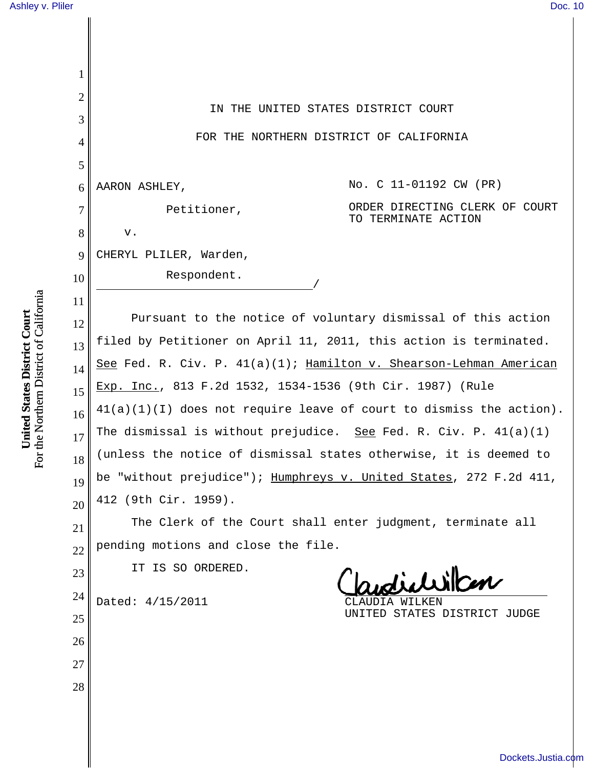IN THE UNITED STATES DISTRICT COURT

FOR THE NORTHERN DISTRICT OF CALIFORNIA

AARON ASHLEY,

Petitioner,

v.

CHERYL PLILER, Warden,

Respondent.

No. C 11-01192 CW (PR)

ORDER DIRECTING CLERK OF COURT TO TERMINATE ACTION

Pursuant to the notice of voluntary dismissal of this action filed by Petitioner on April 11, 2011, this action is terminated. See Fed. R. Civ. P. 41(a)(1); Hamilton v. Shearson-Lehman American Exp. Inc., 813 F.2d 1532, 1534-1536 (9th Cir. 1987) (Rule 41(a)(1)(I) does not require leave of court to dismiss the action). The dismissal is without prejudice. See Fed. R. Civ. P. 41(a)(1) (unless the notice of dismissal states otherwise, it is deemed to be "without prejudice"); Humphreys v. United States, 272 F.2d 411, 412 (9th Cir. 1959).

The Clerk of the Court shall enter judgment, terminate all pending motions and close the file.

IT IS SO ORDERED.

Dated: 4/15/2011

CLAUDIA WILKEN
UNITED STATES DISTRICT JUDGE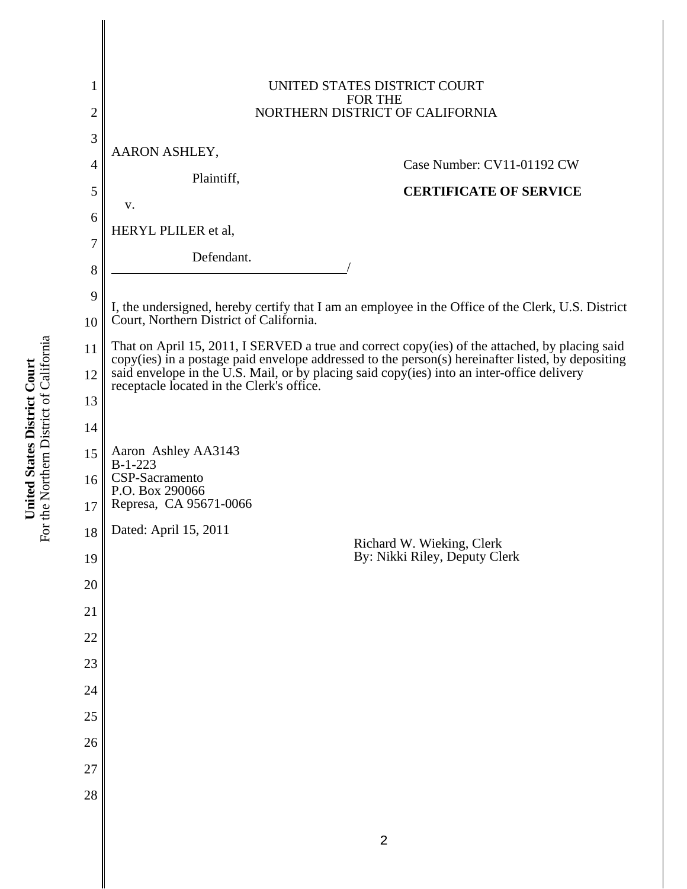UNITED STATES DISTRICT COURT
FOR THE
NORTHERN DISTRICT OF CALIFORNIA

AARON ASHLEY,

Plaintiff,

v.

HERYL PLILER et al,

Defendant.
_____________________________________/

Case Number: CV11-01192 CW

**CERTIFICATE OF SERVICE**

I, the undersigned, hereby certify that I am an employee in the Office of the Clerk, U.S. District Court, Northern District of California.

That on April 15, 2011, I SERVED a true and correct copy(ies) of the attached, by placing said copy(ies) in a postage paid envelope addressed to the person(s) hereinafter listed, by depositing said envelope in the U.S. Mail, or by placing said copy(ies) into an inter-office delivery receptacle located in the Clerk's office.

Aaron Ashley AA3143
B-1-223
CSP-Sacramento
P.O. Box 290066
Represa, CA 95671-0066

Dated: April 15, 2011

Richard W. Wieking, Clerk
By: Nikki Riley, Deputy Clerk